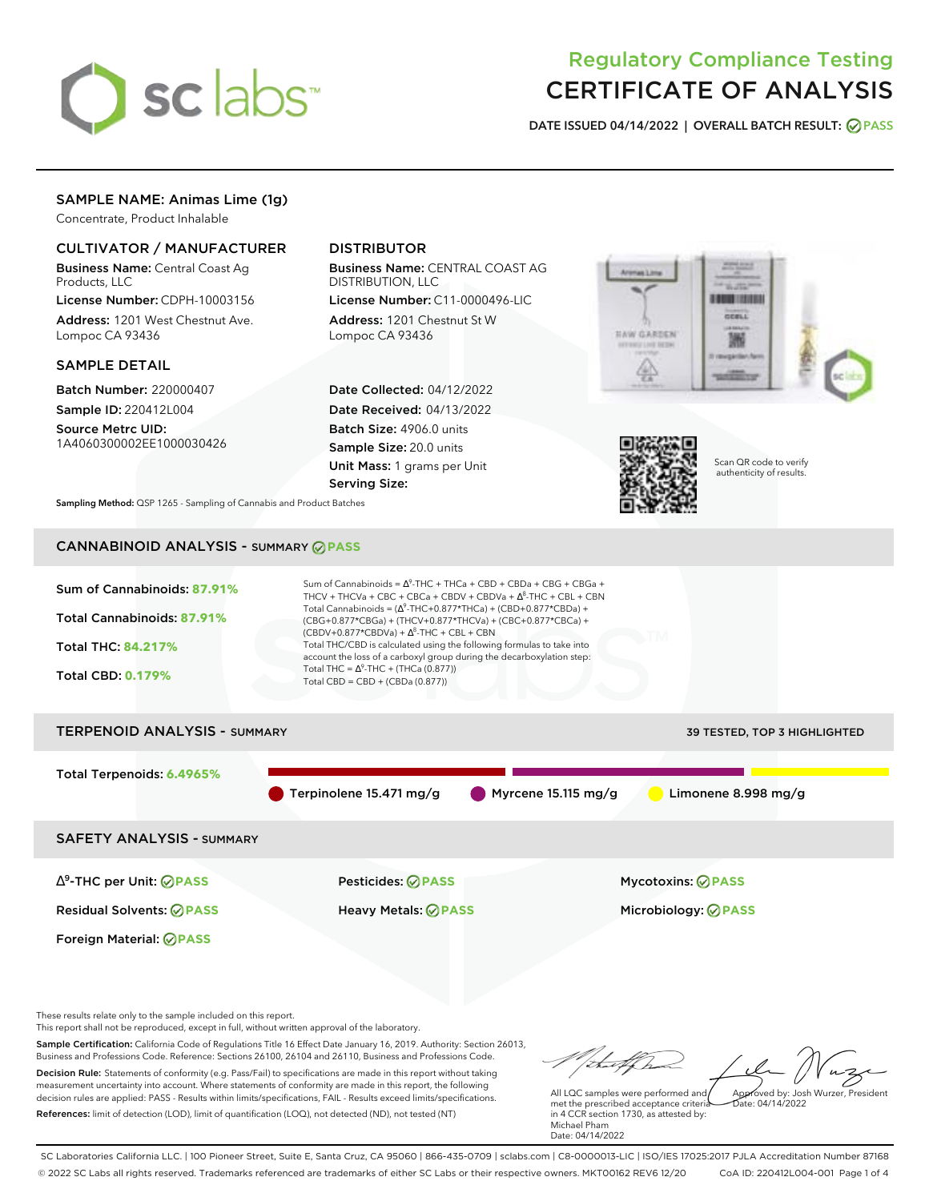# Regulatory Compliance Testing
# CERTIFICATE OF ANALYSIS

**DATE ISSUED** 04/14/2022 | **OVERALL BATCH RESULT:** PASS

## SAMPLE NAME: Animas Lime (1g)

Concentrate, Product Inhalable

### CULTIVATOR / MANUFACTURER

**Business Name:** Central Coast Ag Products, LLC

**License Number:** CDPH-10003156

**Address:** 1201 West Chestnut Ave. Lompoc CA 93436

### DISTRIBUTOR

**Business Name:** CENTRAL COAST AG DISTRIBUTION, LLC

**License Number:** C11-0000496-LIC

**Address:** 1201 Chestnut St W Lompoc CA 93436

### SAMPLE DETAIL

**Batch Number:** 220000407

**Sample ID:** 220412L004

**Source Metrc UID:** 1A4060300002EE1000030426

**Date Collected:** 04/12/2022

**Date Received:** 04/13/2022

**Batch Size:** 4906.0 units

**Sample Size:** 20.0 units

**Unit Mass:** 1 grams per Unit

**Serving Size:**

Scan QR code to verify authenticity of results.

**Sampling Method:** QSP 1265 - Sampling of Cannabis and Product Batches

## CANNABINOID ANALYSIS - SUMMARY PASS

**Sum of Cannabinoids:** 87.91%

**Total Cannabinoids:** 87.91%

**Total THC:** 84.217%

**Total CBD:** 0.179%

Sum of Cannabinoids = $\Delta^9$-THC + THCa + CBD + CBDa + CBG + CBGa + THCV + THCVa + CBC + CBCa + CBDV + CBDVa + $\Delta^8$-THC + CBL + CBN

Total Cannabinoids = ($\Delta^9$-THC+0.877*THCa) + (CBD+0.877*CBDa) + (CBG+0.877*CBGa) + (THCV+0.877*THCVa) + (CBC+0.877*CBCa) + (CBDV+0.877*CBDVa) + $\Delta^8$-THC + CBL + CBN

Total THC/CBD is calculated using the following formulas to take into account the loss of a carboxyl group during the decarboxylation step:

Total THC = $\Delta^9$-THC + (THCa (0.877))

Total CBD = CBD + (CBDa (0.877))

## TERPENOID ANALYSIS - SUMMARY

39 TESTED, TOP 3 HIGHLIGHTED

**Total Terpenoids:** 6.4965%

Terpinolene 15.471 mg/g | Myrcene 15.115 mg/g | Limonene 8.998 mg/g

## SAFETY ANALYSIS - SUMMARY

| | | |
|---|---|---|
| $\Delta^9$-THC per Unit: PASS | Pesticides: PASS | Mycotoxins: PASS |
| Residual Solvents: PASS | Heavy Metals: PASS | Microbiology: PASS |
| Foreign Material: PASS | | |

These results relate only to the sample included on this report.
This report shall not be reproduced, except in full, without written approval of the laboratory.

**Sample Certification:** California Code of Regulations Title 16 Effect Date January 16, 2019. Authority: Section 26013, Business and Professions Code. Reference: Sections 26100, 26104 and 26110, Business and Professions Code.

**Decision Rule:** Statements of conformity (e.g. Pass/Fail) to specifications are made in this report without taking measurement uncertainty into account. Where statements of conformity are made in this report, the following decision rules are applied: PASS - Results within limits/specifications, FAIL - Results exceed limits/specifications.

**References:** limit of detection (LOD), limit of quantification (LOQ), not detected (ND), not tested (NT)

All LQC samples were performed and met the prescribed acceptance criteria in 4 CCR section 1730, as attested by: Michael Pham
Date: 04/14/2022

Approved by: Josh Wurzer, President
Date: 04/14/2022

SC Laboratories California LLC. | 100 Pioneer Street, Suite E, Santa Cruz, CA 95060 | 866-435-0709 | sclabs.com | C8-0000013-LIC | ISO/IES 17025:2017 PJLA Accreditation Number 87168
© 2022 SC Labs all rights reserved. Trademarks referenced are trademarks of either SC Labs or their respective owners. MKT00162 REV6 12/20 CoA ID: 220412L004-001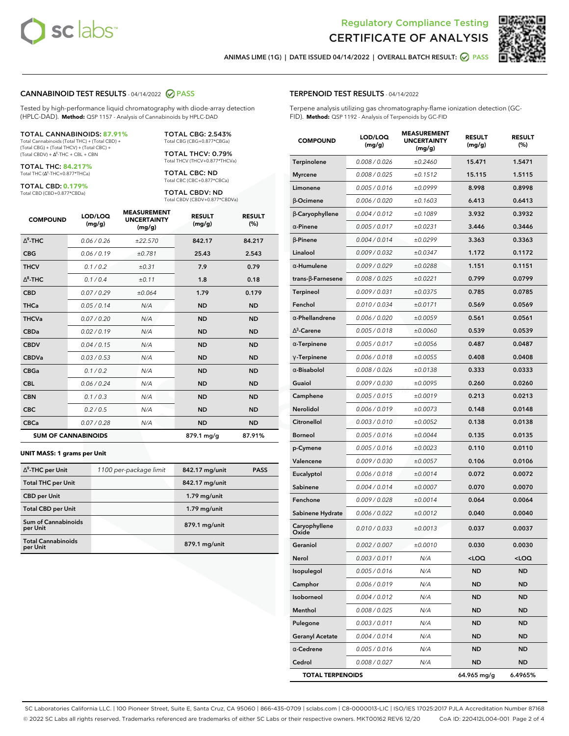# Regulatory Compliance Testing
# CERTIFICATE OF ANALYSIS

ANIMAS LIME (1G) | DATE ISSUED 04/14/2022 | OVERALL BATCH RESULT: PASS

## CANNABINOID TEST RESULTS - 04/14/2022 PASS

Tested by high-performance liquid chromatography with diode-array detection (HPLC-DAD). **Method:** QSP 1157 - Analysis of Cannabinoids by HPLC-DAD

**TOTAL CANNABINOIDS: 87.91%**
Total Cannabinoids (Total THC) + (Total CBD) + (Total CBG) + (Total THCV) + (Total CBC) + (Total CBDV) + $\Delta^8$-THC + CBL + CBN

**TOTAL THC: 84.217%**
Total THC ($\Delta^9$-THC+0.877*THCa)

**TOTAL CBD: 0.179%**
Total CBD (CBD+0.877*CBDa)

**TOTAL CBG: 2.543%**
Total CBG (CBG+0.877*CBGa)

**TOTAL THCV: 0.79%**
Total THCV (THCV+0.877*THCVa)

**TOTAL CBC: ND**
Total CBC (CBC+0.877*CBCa)

**TOTAL CBDV: ND**
Total CBDV (CBDV+0.877*CBDVa)

| COMPOUND | LOD/LOQ (mg/g) | MEASUREMENT UNCERTAINTY (mg/g) | RESULT (mg/g) | RESULT (%) |
|---|---|---|---|---|
| $\Delta^9$-THC | 0.06 / 0.26 | ±22.570 | 842.17 | 84.217 |
| CBG | 0.06 / 0.19 | ±0.781 | 25.43 | 2.543 |
| THCV | 0.1 / 0.2 | ±0.31 | 7.9 | 0.79 |
| $\Delta^8$-THC | 0.1 / 0.4 | ±0.11 | 1.8 | 0.18 |
| CBD | 0.07 / 0.29 | ±0.064 | 1.79 | 0.179 |
| THCa | 0.05 / 0.14 | N/A | ND | ND |
| THCVa | 0.07 / 0.20 | N/A | ND | ND |
| CBDa | 0.02 / 0.19 | N/A | ND | ND |
| CBDV | 0.04 / 0.15 | N/A | ND | ND |
| CBDVa | 0.03 / 0.53 | N/A | ND | ND |
| CBGa | 0.1 / 0.2 | N/A | ND | ND |
| CBL | 0.06 / 0.24 | N/A | ND | ND |
| CBN | 0.1 / 0.3 | N/A | ND | ND |
| CBC | 0.2 / 0.5 | N/A | ND | ND |
| CBCa | 0.07 / 0.28 | N/A | ND | ND |
| **SUM OF CANNABINOIDS** | | | 879.1 mg/g | 87.91% |

**UNIT MASS: 1 grams per Unit**

| | | | |
|---|---|---|---|
| $\Delta^9$-THC per Unit | 1100 per-package limit | 842.17 mg/unit | PASS |
| Total THC per Unit | | 842.17 mg/unit | |
| CBD per Unit | | 1.79 mg/unit | |
| Total CBD per Unit | | 1.79 mg/unit | |
| Sum of Cannabinoids per Unit | | 879.1 mg/unit | |
| Total Cannabinoids per Unit | | 879.1 mg/unit | |

## TERPENOID TEST RESULTS - 04/14/2022

Terpene analysis utilizing gas chromatography-flame ionization detection (GC-FID). **Method:** QSP 1192 - Analysis of Terpenoids by GC-FID

| COMPOUND | LOD/LOQ (mg/g) | MEASUREMENT UNCERTAINTY (mg/g) | RESULT (mg/g) | RESULT (%) |
|---|---|---|---|---|
| Terpinolene | 0.008 / 0.026 | ±0.2460 | 15.471 | 1.5471 |
| Myrcene | 0.008 / 0.025 | ±0.1512 | 15.115 | 1.5115 |
| Limonene | 0.005 / 0.016 | ±0.0999 | 8.998 | 0.8998 |
| β-Ocimene | 0.006 / 0.020 | ±0.1603 | 6.413 | 0.6413 |
| β-Caryophyllene | 0.004 / 0.012 | ±0.1089 | 3.932 | 0.3932 |
| α-Pinene | 0.005 / 0.017 | ±0.0231 | 3.446 | 0.3446 |
| β-Pinene | 0.004 / 0.014 | ±0.0299 | 3.363 | 0.3363 |
| Linalool | 0.009 / 0.032 | ±0.0347 | 1.172 | 0.1172 |
| α-Humulene | 0.009 / 0.029 | ±0.0288 | 1.151 | 0.1151 |
| trans-β-Farnesene | 0.008 / 0.025 | ±0.0221 | 0.799 | 0.0799 |
| Terpineol | 0.009 / 0.031 | ±0.0375 | 0.785 | 0.0785 |
| Fenchol | 0.010 / 0.034 | ±0.0171 | 0.569 | 0.0569 |
| α-Phellandrene | 0.006 / 0.020 | ±0.0059 | 0.561 | 0.0561 |
| $\Delta^3$-Carene | 0.005 / 0.018 | ±0.0060 | 0.539 | 0.0539 |
| α-Terpinene | 0.005 / 0.017 | ±0.0056 | 0.487 | 0.0487 |
| γ-Terpinene | 0.006 / 0.018 | ±0.0055 | 0.408 | 0.0408 |
| α-Bisabolol | 0.008 / 0.026 | ±0.0138 | 0.333 | 0.0333 |
| Guaiol | 0.009 / 0.030 | ±0.0095 | 0.260 | 0.0260 |
| Camphene | 0.005 / 0.015 | ±0.0019 | 0.213 | 0.0213 |
| Nerolidol | 0.006 / 0.019 | ±0.0073 | 0.148 | 0.0148 |
| Citronellol | 0.003 / 0.010 | ±0.0052 | 0.138 | 0.0138 |
| Borneol | 0.005 / 0.016 | ±0.0044 | 0.135 | 0.0135 |
| p-Cymene | 0.005 / 0.016 | ±0.0023 | 0.110 | 0.0110 |
| Valencene | 0.009 / 0.030 | ±0.0057 | 0.106 | 0.0106 |
| Eucalyptol | 0.006 / 0.018 | ±0.0014 | 0.072 | 0.0072 |
| Sabinene | 0.004 / 0.014 | ±0.0007 | 0.070 | 0.0070 |
| Fenchone | 0.009 / 0.028 | ±0.0014 | 0.064 | 0.0064 |
| Sabinene Hydrate | 0.006 / 0.022 | ±0.0012 | 0.040 | 0.0040 |
| Caryophyllene Oxide | 0.010 / 0.033 | ±0.0013 | 0.037 | 0.0037 |
| Geraniol | 0.002 / 0.007 | ±0.0010 | 0.030 | 0.0030 |
| Nerol | 0.003 / 0.011 | N/A | <LOQ | <LOQ |
| Isopulegol | 0.005 / 0.016 | N/A | ND | ND |
| Camphor | 0.006 / 0.019 | N/A | ND | ND |
| Isoborneol | 0.004 / 0.012 | N/A | ND | ND |
| Menthol | 0.008 / 0.025 | N/A | ND | ND |
| Pulegone | 0.003 / 0.011 | N/A | ND | ND |
| Geranyl Acetate | 0.004 / 0.014 | N/A | ND | ND |
| α-Cedrene | 0.005 / 0.016 | N/A | ND | ND |
| Cedrol | 0.008 / 0.027 | N/A | ND | ND |
| **TOTAL TERPENOIDS** | | | 64.965 mg/g | 6.4965% |

SC Laboratories California LLC. | 100 Pioneer Street, Suite E, Santa Cruz, CA 95060 | 866-435-0709 | sclabs.com | C8-0000013-LIC | ISO/IES 17025:2017 PJLA Accreditation Number 87168
© 2022 SC Labs all rights reserved. Trademarks referenced are trademarks of either SC Labs or their respective owners. MKT00162 REV6 12/20 CoA ID: 220412L004-001